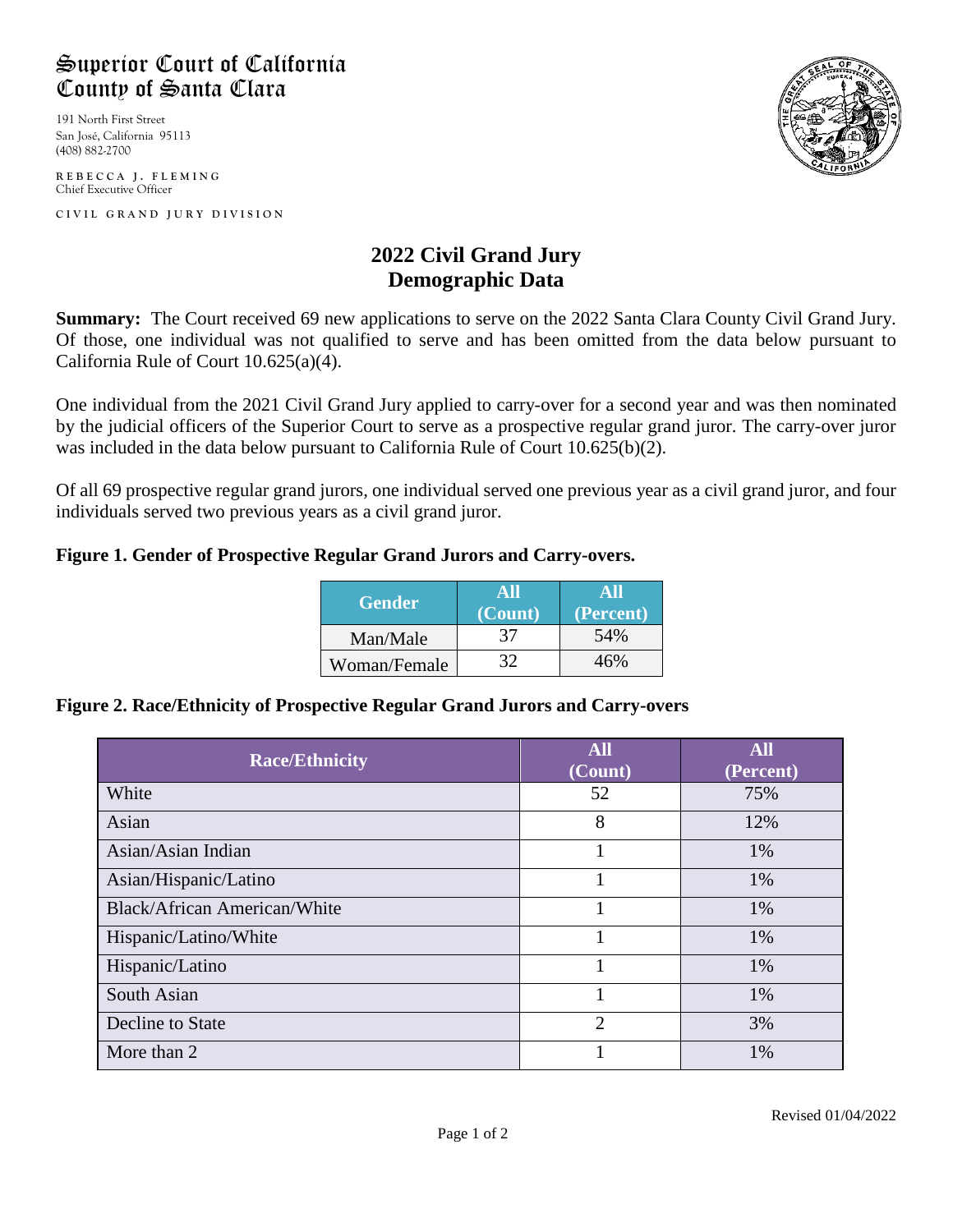# Superior Court of California
# County of Santa Clara

191 North First Street
San José, California 95113
(408) 882-2700

REBECCA J. FLEMING
Chief Executive Officer

CIVIL GRAND JURY DIVISION

## 2022 Civil Grand Jury Demographic Data

**Summary:** The Court received 69 new applications to serve on the 2022 Santa Clara County Civil Grand Jury. Of those, one individual was not qualified to serve and has been omitted from the data below pursuant to California Rule of Court 10.625(a)(4).

One individual from the 2021 Civil Grand Jury applied to carry-over for a second year and was then nominated by the judicial officers of the Superior Court to serve as a prospective regular grand juror. The carry-over juror was included in the data below pursuant to California Rule of Court 10.625(b)(2).

Of all 69 prospective regular grand jurors, one individual served one previous year as a civil grand juror, and four individuals served two previous years as a civil grand juror.

**Figure 1. Gender of Prospective Regular Grand Jurors and Carry-overs.**

| Gender | All (Count) | All (Percent) |
|---|---|---|
| Man/Male | 37 | 54% |
| Woman/Female | 32 | 46% |

**Figure 2. Race/Ethnicity of Prospective Regular Grand Jurors and Carry-overs**

| Race/Ethnicity | All (Count) | All (Percent) |
|---|---|---|
| White | 52 | 75% |
| Asian | 8 | 12% |
| Asian/Asian Indian | 1 | 1% |
| Asian/Hispanic/Latino | 1 | 1% |
| Black/African American/White | 1 | 1% |
| Hispanic/Latino/White | 1 | 1% |
| Hispanic/Latino | 1 | 1% |
| South Asian | 1 | 1% |
| Decline to State | 2 | 3% |
| More than 2 | 1 | 1% |

Revised 01/04/2022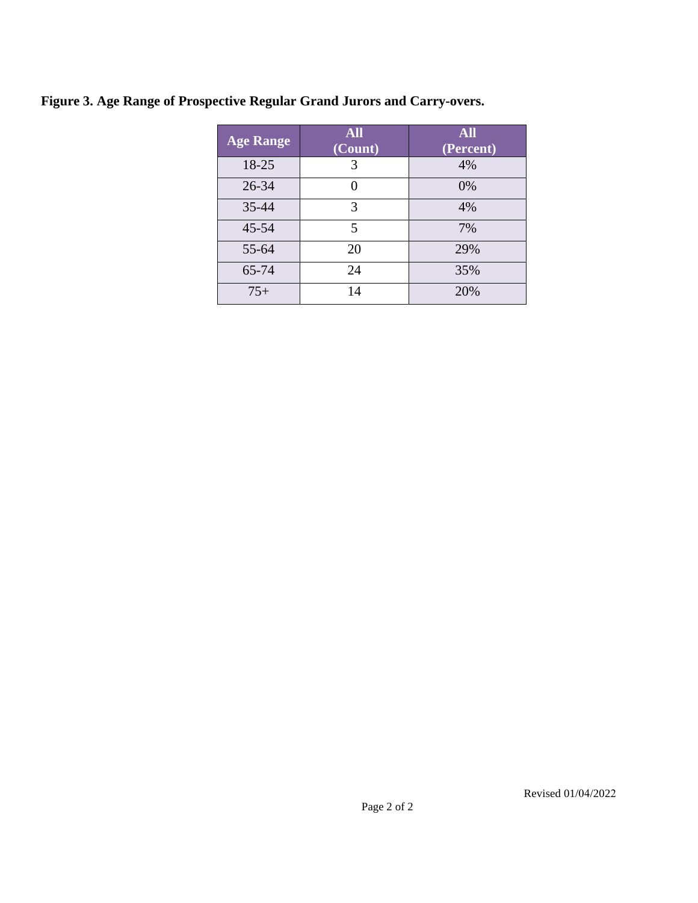**Figure 3. Age Range of Prospective Regular Grand Jurors and Carry-overs.**

| Age Range | All (Count) | All (Percent) |
|---|---|---|
| 18-25 | 3 | 4% |
| 26-34 | 0 | 0% |
| 35-44 | 3 | 4% |
| 45-54 | 5 | 7% |
| 55-64 | 20 | 29% |
| 65-74 | 24 | 35% |
| 75+ | 14 | 20% |

Revised 01/04/2022